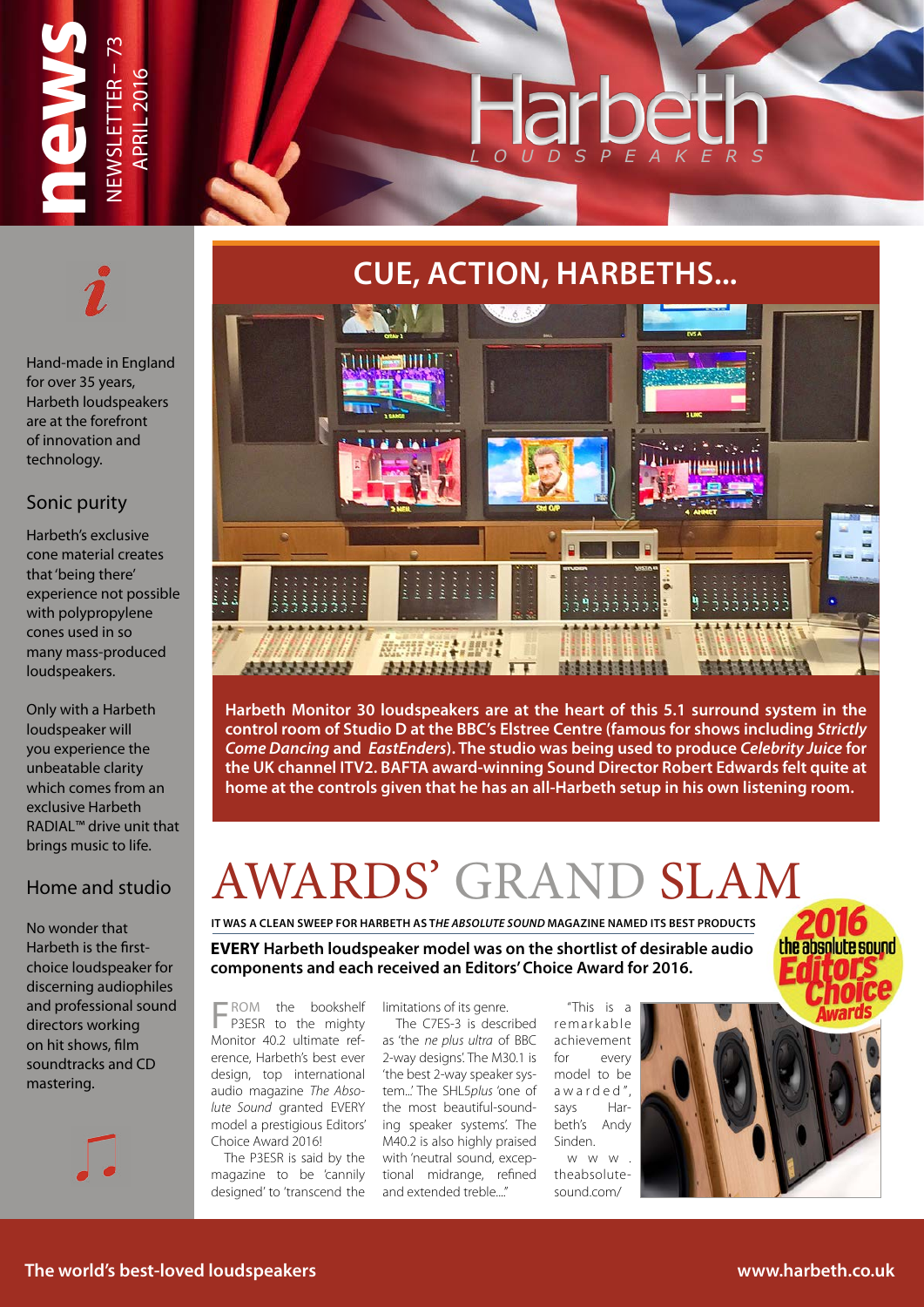# news

NEWSLETTER – 73
APRIL 2016

Harbeth
LOUDSPEAKERS

Hand-made in England for over 35 years, Harbeth loudspeakers are at the forefront of innovation and technology.

### Sonic purity

Harbeth's exclusive cone material creates that 'being there' experience not possible with polypropylene cones used in so many mass-produced loudspeakers.

Only with a Harbeth loudspeaker will you experience the unbeatable clarity which comes from an exclusive Harbeth RADIAL™ drive unit that brings music to life.

### Home and studio

No wonder that Harbeth is the first-choice loudspeaker for discerning audiophiles and professional sound directors working on hit shows, film soundtracks and CD mastering.

## CUE, ACTION, HARBETHS...

**Harbeth Monitor 30 loudspeakers are at the heart of this 5.1 surround system in the control room of Studio D at the BBC's Elstree Centre (famous for shows including *Strictly Come Dancing* and *EastEnders*). The studio was being used to produce *Celebrity Juice* for the UK channel ITV2. BAFTA award-winning Sound Director Robert Edwards felt quite at home at the controls given that he has an all-Harbeth setup in his own listening room.**

# AWARDS' GRAND SLAM

**IT WAS A CLEAN SWEEP FOR HARBETH AS *THE ABSOLUTE SOUND* MAGAZINE NAMED ITS BEST PRODUCTS**

**EVERY Harbeth loudspeaker model was on the shortlist of desirable audio components and each received an Editors' Choice Award for 2016.**

FROM the bookshelf P3ESR to the mighty Monitor 40.2 ultimate reference, Harbeth's best ever design, top international audio magazine *The Absolute Sound* granted EVERY model a prestigious Editors' Choice Award 2016!

The P3ESR is said by the magazine to be 'cannily designed' to 'transcend the limitations of its genre.

The C7ES-3 is described as 'the *ne plus ultra* of BBC 2-way designs'. The M30.1 is 'the best 2-way speaker system...' The SHL5*plus* 'one of the most beautiful-sounding speaker systems'. The M40.2 is also highly praised with 'neutral sound, exceptional midrange, refined and extended treble...."

"This is a remarkable achievement for every model to be awarded", says Harbeth's Andy Sinden.

www.theabsolutesound.com/

2016 the absolute sound Editors' Choice Awards

The world's best-loved loudspeakers

www.harbeth.co.uk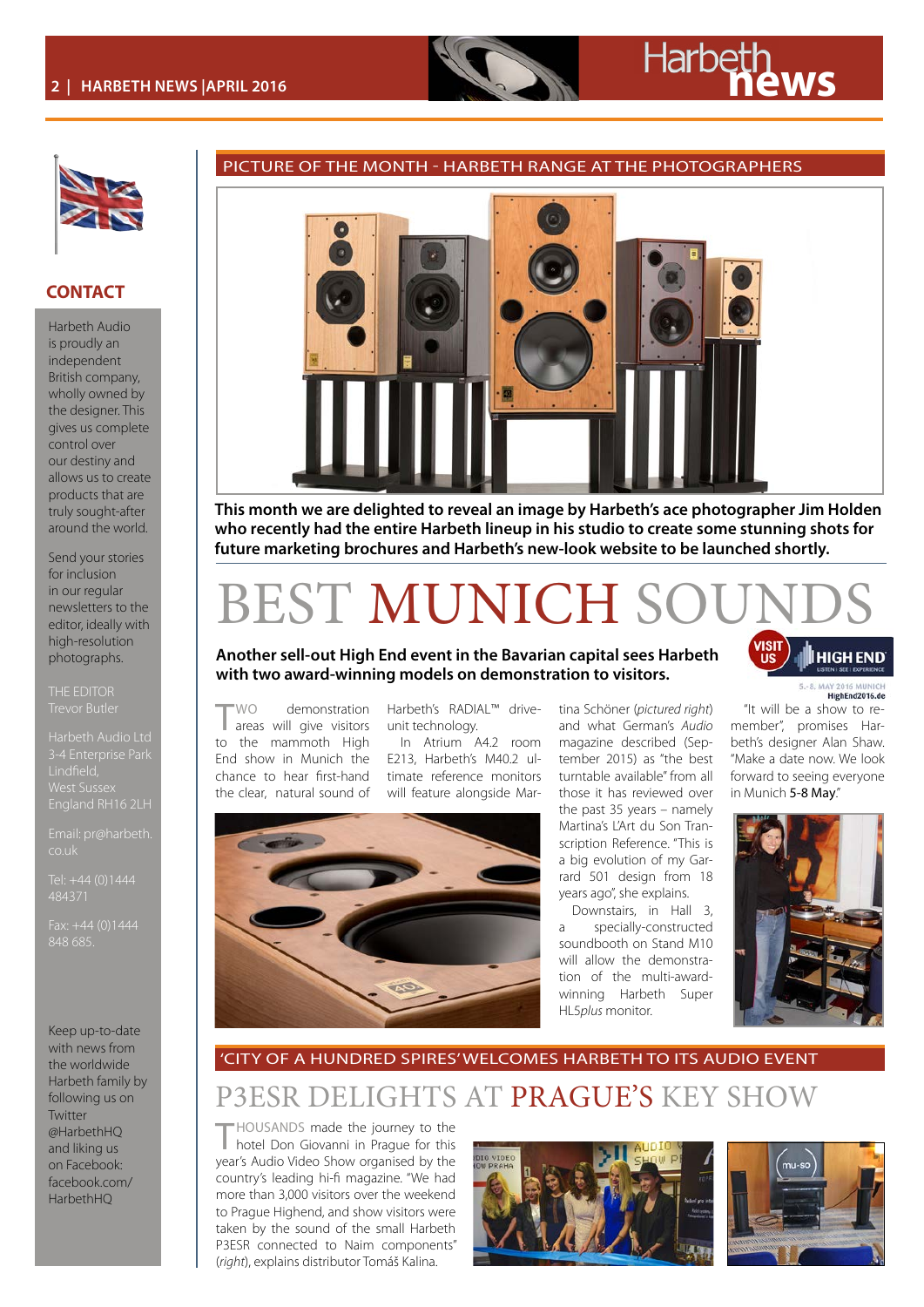## CONTACT

Harbeth Audio is proudly an independent British company, wholly owned by the designer. This gives us complete control over our destiny and allows us to create products that are truly sought-after around the world.

Send your stories for inclusion in our regular newsletters to the editor, ideally with high-resolution photographs.

THE EDITOR
Trevor Butler

Harbeth Audio Ltd
3-4 Enterprise Park
Lindfield,
West Sussex
England RH16 2LH

Email: pr@harbeth.co.uk

Tel: +44 (0)1444 484371

Fax: +44 (0)1444 848 685.

Keep up-to-date with news from the worldwide Harbeth family by following us on Twitter @HarbethHQ and liking us on Facebook: facebook.com/HarbethHQ

## PICTURE OF THE MONTH - HARBETH RANGE AT THE PHOTOGRAPHERS

**This month we are delighted to reveal an image by Harbeth's ace photographer Jim Holden who recently had the entire Harbeth lineup in his studio to create some stunning shots for future marketing brochures and Harbeth's new-look website to be launched shortly.**

# BEST MUNICH SOUNDS

**Another sell-out High End event in the Bavarian capital sees Harbeth with two award-winning models on demonstration to visitors.**

VISIT US — HIGH END — 5.-8. MAY 2016 MUNICH — HighEnd2016.de

TWO demonstration areas will give visitors to the mammoth High End show in Munich the chance to hear first-hand the clear, natural sound of Harbeth's RADIAL™ drive-unit technology.

In Atrium A4.2 room E213, Harbeth's M40.2 ultimate reference monitors will feature alongside Martina Schöner (*pictured right*) and what German's *Audio* magazine described (September 2015) as "the best turntable available" from all those it has reviewed over the past 35 years – namely Martina's L'Art du Son Transcription Reference. "This is a big evolution of my Garrard 501 design from 18 years ago", she explains.

Downstairs, in Hall 3, a specially-constructed soundbooth on Stand M10 will allow the demonstration of the multi-award-winning Harbeth Super HL5*plus* monitor.

"It will be a show to remember", promises Harbeth's designer Alan Shaw. "Make a date now. We look forward to seeing everyone in Munich **5-8 May**."

## 'CITY OF A HUNDRED SPIRES' WELCOMES HARBETH TO ITS AUDIO EVENT

# P3ESR DELIGHTS AT PRAGUE'S KEY SHOW

THOUSANDS made the journey to the hotel Don Giovanni in Prague for this year's Audio Video Show organised by the country's leading hi-fi magazine. "We had more than 3,000 visitors over the weekend to Prague Highend, and show visitors were taken by the sound of the small Harbeth P3ESR connected to Naim components" (*right*), explains distributor Tomáš Kalina.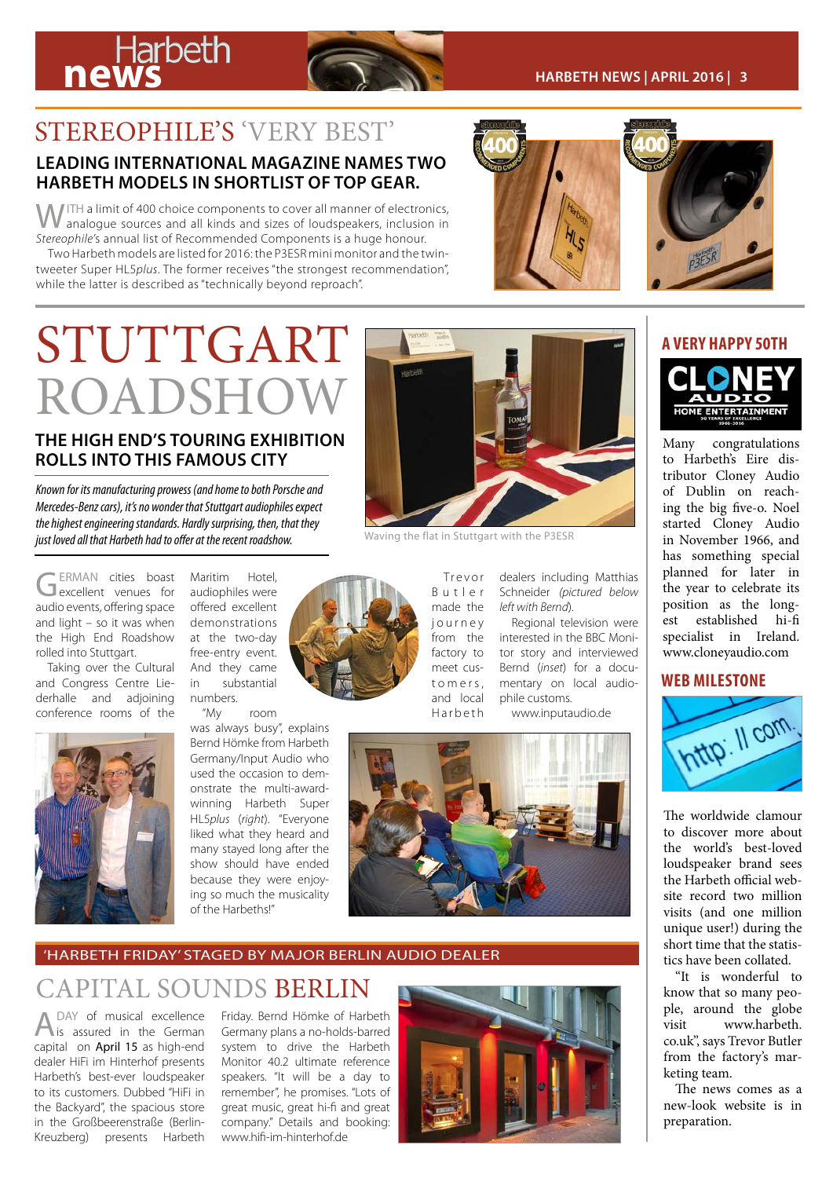## STEREOPHILE'S 'VERY BEST'

### LEADING INTERNATIONAL MAGAZINE NAMES TWO HARBETH MODELS IN SHORTLIST OF TOP GEAR.

WITH a limit of 400 choice components to cover all manner of electronics, analogue sources and all kinds and sizes of loudspeakers, inclusion in *Stereophile's* annual list of Recommended Components is a huge honour.

Two Harbeth models are listed for 2016: the P3ESR mini monitor and the twin-tweeter Super HL5*plus*. The former receives "the strongest recommendation", while the latter is described as "technically beyond reproach".

# STUTTGART ROADSHOW

### THE HIGH END'S TOURING EXHIBITION ROLLS INTO THIS FAMOUS CITY

*Known for its manufacturing prowess (and home to both Porsche and Mercedes-Benz cars), it's no wonder that Stuttgart audiophiles expect the highest engineering standards. Hardly surprising, then, that they just loved all that Harbeth had to offer at the recent roadshow.*

Waving the flat in Stuttgart with the P3ESR

GERMAN cities boast excellent venues for audio events, offering space and light – so it was when the High End Roadshow rolled into Stuttgart.

Taking over the Cultural and Congress Centre Liederhalle and adjoining conference rooms of the Maritim Hotel, audiophiles were offered excellent demonstrations at the two-day free-entry event. And they came in substantial numbers.

"My room was always busy", explains Bernd Hömke from Harbeth Germany/Input Audio who used the occasion to demonstrate the multi-award-winning Harbeth Super HL5*plus* (*right*). "Everyone liked what they heard and many stayed long after the show should have ended because they were enjoying so much the musicality of the Harbeths!"

Trevor Butler made the journey from the factory to meet customers, and local Harbeth dealers including Matthias Schneider *(pictured below left with Bernd)*.

Regional television were interested in the BBC Monitor story and interviewed Bernd (*inset*) for a documentary on local audiophile customs.

www.inputaudio.de

## A VERY HAPPY 50TH

Many congratulations to Harbeth's Eire distributor Cloney Audio of Dublin on reaching the big five-o. Noel started Cloney Audio in November 1966, and has something special planned for later in the year to celebrate its position as the longest established hi-fi specialist in Ireland. www.cloneyaudio.com

## WEB MILESTONE

The worldwide clamour to discover more about the world's best-loved loudspeaker brand sees the Harbeth official website record two million visits (and one million unique user!) during the short time that the statistics have been collated.

"It is wonderful to know that so many people, around the globe visit www.harbeth.co.uk", says Trevor Butler from the factory's marketing team.

The news comes as a new-look website is in preparation.

### 'HARBETH FRIDAY' STAGED BY MAJOR BERLIN AUDIO DEALER

## CAPITAL SOUNDS BERLIN

A DAY of musical excellence is assured in the German capital on April 15 as high-end dealer HiFi im Hinterhof presents Harbeth's best-ever loudspeaker to its customers. Dubbed "HiFi in the Backyard", the spacious store in the Großbeerenstraße (Berlin-Kreuzberg) presents Harbeth Friday. Bernd Hömke of Harbeth Germany plans a no-holds-barred system to drive the Harbeth Monitor 40.2 ultimate reference speakers. "It will be a day to remember", he promises. "Lots of great music, great hi-fi and great company." Details and booking: www.hifi-im-hinterhof.de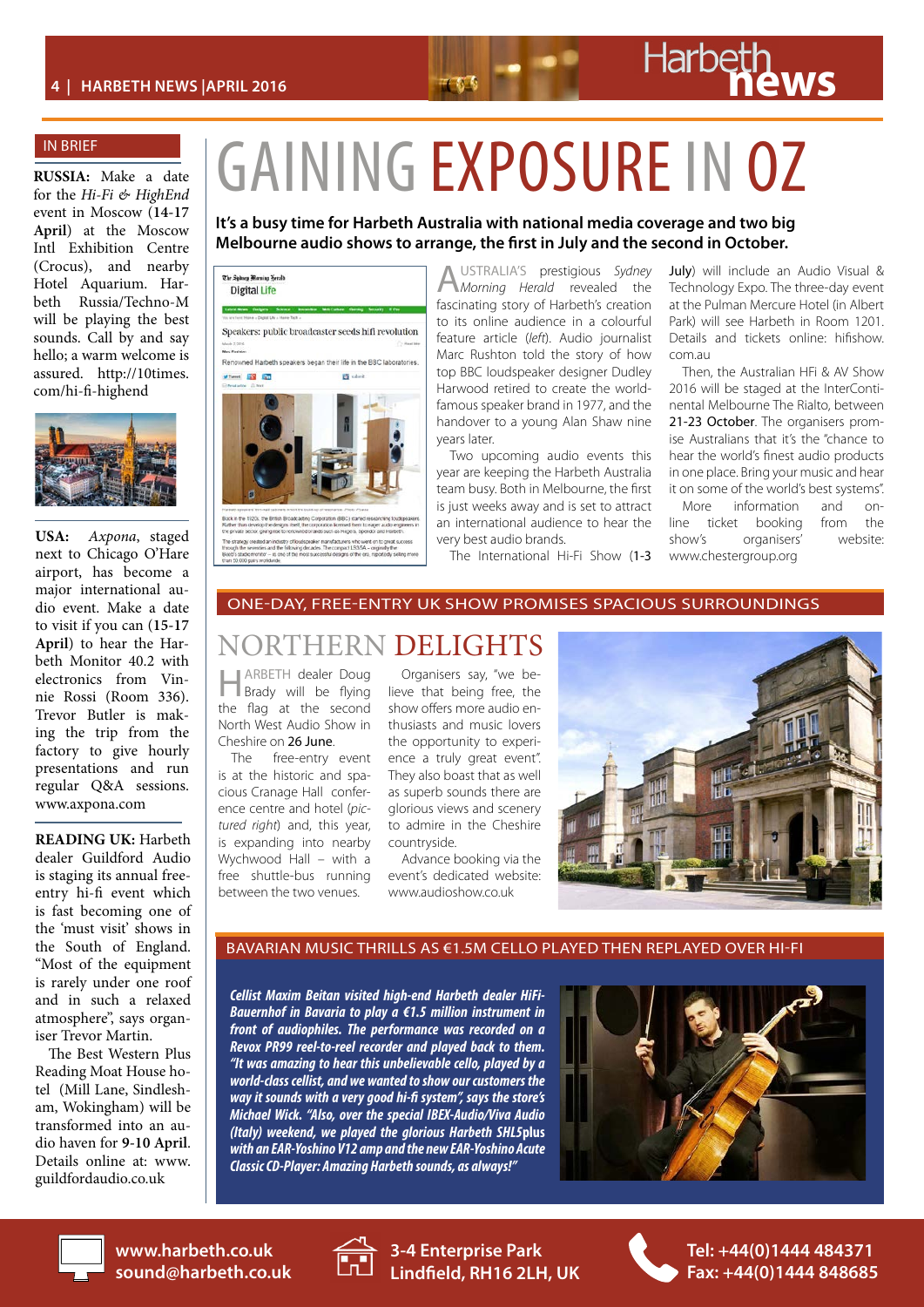## IN BRIEF

**RUSSIA:** Make a date for the *Hi-Fi & HighEnd* event in Moscow (**14-17 April**) at the Moscow Intl Exhibition Centre (Crocus), and nearby Hotel Aquarium. Harbeth Russia/Techno-M will be playing the best sounds. Call by and say hello; a warm welcome is assured. http://10times.com/hi-fi-highend

**USA:** *Axpona*, staged next to Chicago O'Hare airport, has become a major international audio event. Make a date to visit if you can (**15-17 April**) to hear the Harbeth Monitor 40.2 with electronics from Vinnie Rossi (Room 336). Trevor Butler is making the trip from the factory to give hourly presentations and run regular Q&A sessions. www.axpona.com

**READING UK:** Harbeth dealer Guildford Audio is staging its annual free-entry hi-fi event which is fast becoming one of the 'must visit' shows in the South of England. "Most of the equipment is rarely under one roof and in such a relaxed atmosphere", says organiser Trevor Martin.

The Best Western Plus Reading Moat House hotel (Mill Lane, Sindlesham, Wokingham) will be transformed into an audio haven for **9-10 April**. Details online at: www.guildfordaudio.co.uk

# GAINING EXPOSURE IN OZ

**It's a busy time for Harbeth Australia with national media coverage and two big Melbourne audio shows to arrange, the first in July and the second in October.**

The Sydney Morning Herald
Digital Life
Speakers: public broadcaster seeds hifi revolution
Renowned Harbeth speakers began their life in the BBC laboratories.

AUSTRALIA'S prestigious *Sydney Morning Herald* revealed the fascinating story of Harbeth's creation to its online audience in a colourful feature article (*left*). Audio journalist Marc Rushton told the story of how top BBC loudspeaker designer Dudley Harwood retired to create the world-famous speaker brand in 1977, and the handover to a young Alan Shaw nine years later.

Two upcoming audio events this year are keeping the Harbeth Australia team busy. Both in Melbourne, the first is just weeks away and is set to attract an international audience to hear the very best audio brands.

The International Hi-Fi Show (**1-3 July**) will include an Audio Visual & Technology Expo. The three-day event at the Pulman Mercure Hotel (in Albert Park) will see Harbeth in Room 1201. Details and tickets online: hifishow.com.au

Then, the Australian HFi & AV Show 2016 will be staged at the InterContinental Melbourne The Rialto, between **21-23 October**. The organisers promise Australians that it's the "chance to hear the world's finest audio products in one place. Bring your music and hear it on some of the world's best systems".

More information and online ticket booking from the show's organisers' website: www.chestergroup.org

## ONE-DAY, FREE-ENTRY UK SHOW PROMISES SPACIOUS SURROUNDINGS

# NORTHERN DELIGHTS

HARBETH dealer Doug Brady will be flying the flag at the second North West Audio Show in Cheshire on **26 June**.

The free-entry event is at the historic and spacious Cranage Hall conference centre and hotel (*pictured right*) and, this year, is expanding into nearby Wychwood Hall – with a free shuttle-bus running between the two venues.

Organisers say, "we believe that being free, the show offers more audio enthusiasts and music lovers the opportunity to experience a truly great event". They also boast that as well as superb sounds there are glorious views and scenery to admire in the Cheshire countryside.

Advance booking via the event's dedicated website: www.audioshow.co.uk

## BAVARIAN MUSIC THRILLS AS €1.5M CELLO PLAYED THEN REPLAYED OVER HI-FI

***Cellist Maxim Beitan visited high-end Harbeth dealer HiFi-Bauernhof in Bavaria to play a €1.5 million instrument in front of audiophiles. The performance was recorded on a Revox PR99 reel-to-reel recorder and played back to them. "It was amazing to hear this unbelievable cello, played by a world-class cellist, and we wanted to show our customers the way it sounds with a very good hi-fi system", says the store's Michael Wick. "Also, over the special IBEX-Audio/Viva Audio (Italy) weekend, we played the glorious Harbeth SHL5plus with an EAR-Yoshino V12 amp and the new EAR-Yoshino Acute Classic CD-Player: Amazing Harbeth sounds, as always!"***

www.harbeth.co.uk
sound@harbeth.co.uk

3-4 Enterprise Park
Lindfield, RH16 2LH, UK

Tel: +44(0)1444 484371
Fax: +44(0)1444 848685